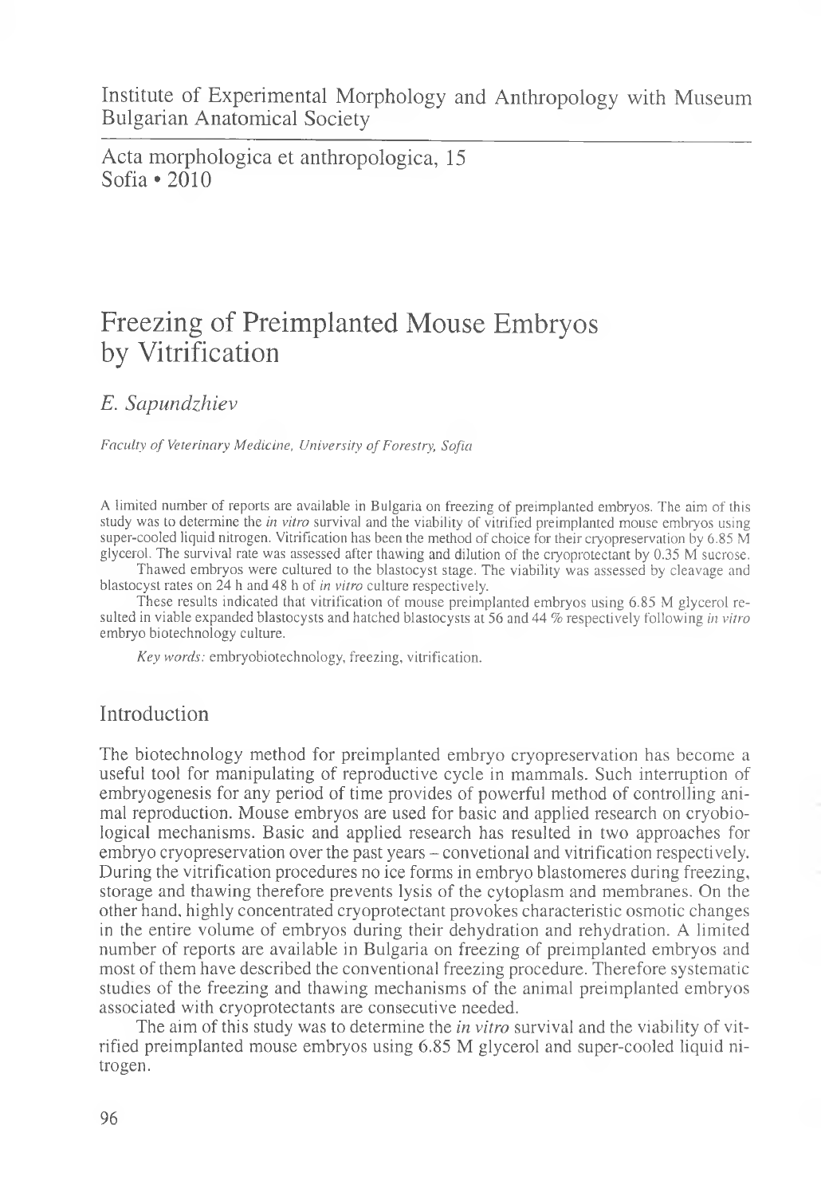Institute of Experimental Morphology and Anthropology with Museum
Bulgarian Anatomical Society

Acta morphologica et anthropologica, 15
Sofia • 2010

# Freezing of Preimplanted Mouse Embryos by Vitrification

*E. Sapundzhiev*

*Faculty of Veterinary Medicine, University of Forestry, Sofia*

A limited number of reports are available in Bulgaria on freezing of preimplanted embryos. The aim of this study was to determine the *in vitro* survival and the viability of vitrified preimplanted mouse embryos using super-cooled liquid nitrogen. Vitrification has been the method of choice for their cryopreservation by 6.85 M glycerol. The survival rate was assessed after thawing and dilution of the cryoprotectant by 0.35 M sucrose.

Thawed embryos were cultured to the blastocyst stage. The viability was assessed by cleavage and blastocyst rates on 24 h and 48 h of *in vitro* culture respectively.

These results indicated that vitrification of mouse preimplanted embryos using 6.85 M glycerol resulted in viable expanded blastocysts and hatched blastocysts at 56 and 44 % respectively following *in vitro* embryo biotechnology culture.

*Key words:* embryobiotechnology, freezing, vitrification.

## Introduction

The biotechnology method for preimplanted embryo cryopreservation has become a useful tool for manipulating of reproductive cycle in mammals. Such interruption of embryogenesis for any period of time provides of powerful method of controlling animal reproduction. Mouse embryos are used for basic and applied research on cryobiological mechanisms. Basic and applied research has resulted in two approaches for embryo cryopreservation over the past years – convetional and vitrification respectively. During the vitrification procedures no ice forms in embryo blastomeres during freezing, storage and thawing therefore prevents lysis of the cytoplasm and membranes. On the other hand, highly concentrated cryoprotectant provokes characteristic osmotic changes in the entire volume of embryos during their dehydration and rehydration. A limited number of reports are available in Bulgaria on freezing of preimplanted embryos and most of them have described the conventional freezing procedure. Therefore systematic studies of the freezing and thawing mechanisms of the animal preimplanted embryos associated with cryoprotectants are consecutive needed.

The aim of this study was to determine the *in vitro* survival and the viability of vitrified preimplanted mouse embryos using 6.85 M glycerol and super-cooled liquid nitrogen.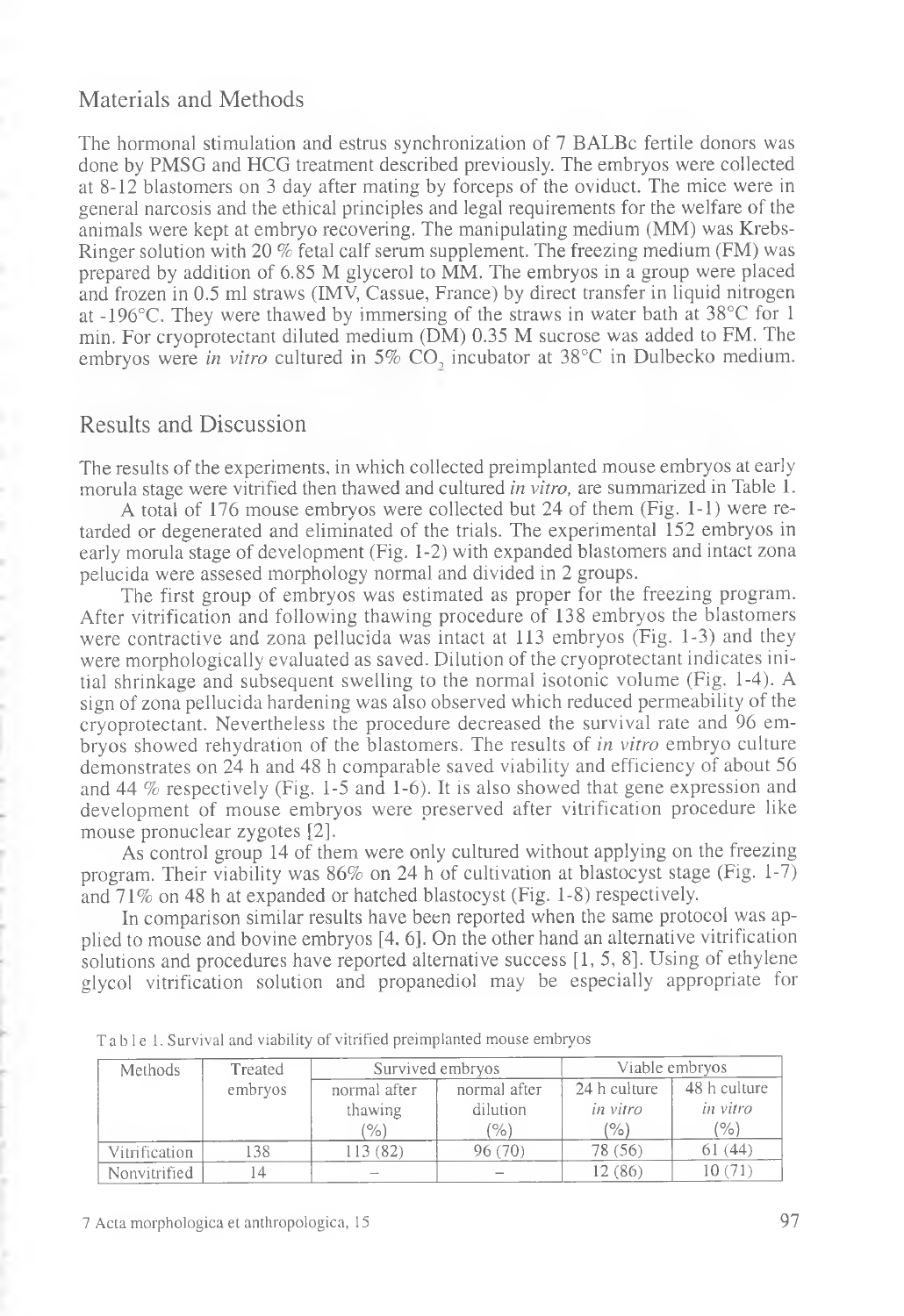## Materials and Methods

The hormonal stimulation and estrus synchronization of 7 BALBc fertile donors was done by PMSG and HCG treatment described previously. The embryos were collected at 8-12 blastomers on 3 day after mating by forceps of the oviduct. The mice were in general narcosis and the ethical principles and legal requirements for the welfare of the animals were kept at embryo recovering. The manipulating medium (MM) was Krebs-Ringer solution with 20 % fetal calf serum supplement. The freezing medium (FM) was prepared by addition of 6.85 M glycerol to MM. The embryos in a group were placed and frozen in 0.5 ml straws (IMV, Cassue, France) by direct transfer in liquid nitrogen at -196°C. They were thawed by immersing of the straws in water bath at 38°C for 1 min. For cryoprotectant diluted medium (DM) 0.35 M sucrose was added to FM. The embryos were *in vitro* cultured in 5% $CO_2$ incubator at 38°C in Dulbecko medium.

## Results and Discussion

The results of the experiments, in which collected preimplanted mouse embryos at early morula stage were vitrified then thawed and cultured *in vitro*, are summarized in Table 1.

A total of 176 mouse embryos were collected but 24 of them (Fig. 1-1) were retarded or degenerated and eliminated of the trials. The experimental 152 embryos in early morula stage of development (Fig. 1-2) with expanded blastomers and intact zona pelucida were assesed morphology normal and divided in 2 groups.

The first group of embryos was estimated as proper for the freezing program. After vitrification and following thawing procedure of 138 embryos the blastomers were contractive and zona pellucida was intact at 113 embryos (Fig. 1-3) and they were morphologically evaluated as saved. Dilution of the cryoprotectant indicates initial shrinkage and subsequent swelling to the normal isotonic volume (Fig. 1-4). A sign of zona pellucida hardening was also observed which reduced permeability of the cryoprotectant. Nevertheless the procedure decreased the survival rate and 96 embryos showed rehydration of the blastomers. The results of *in vitro* embryo culture demonstrates on 24 h and 48 h comparable saved viability and efficiency of about 56 and 44 % respectively (Fig. 1-5 and 1-6). It is also showed that gene expression and development of mouse embryos were preserved after vitrification procedure like mouse pronuclear zygotes [2].

As control group 14 of them were only cultured without applying on the freezing program. Their viability was 86% on 24 h of cultivation at blastocyst stage (Fig. 1-7) and 71% on 48 h at expanded or hatched blastocyst (Fig. 1-8) respectively.

In comparison similar results have been reported when the same protocol was applied to mouse and bovine embryos [4, 6]. On the other hand an alternative vitrification solutions and procedures have reported alternative success [1, 5, 8]. Using of ethylene glycol vitrification solution and propanediol may be especially appropriate for

Table 1. Survival and viability of vitrified preimplanted mouse embryos

| Methods | Treated embryos | Survived embryos | | Viable embryos | |
|---|---|---|---|---|---|
| | | normal after thawing (%) | normal after dilution (%) | 24 h culture *in vitro* (%) | 48 h culture *in vitro* (%) |
| Vitrification | 138 | 113 (82) | 96 (70) | 78 (56) | 61 (44) |
| Nonvitrified | 14 | – | – | 12 (86) | 10 (71) |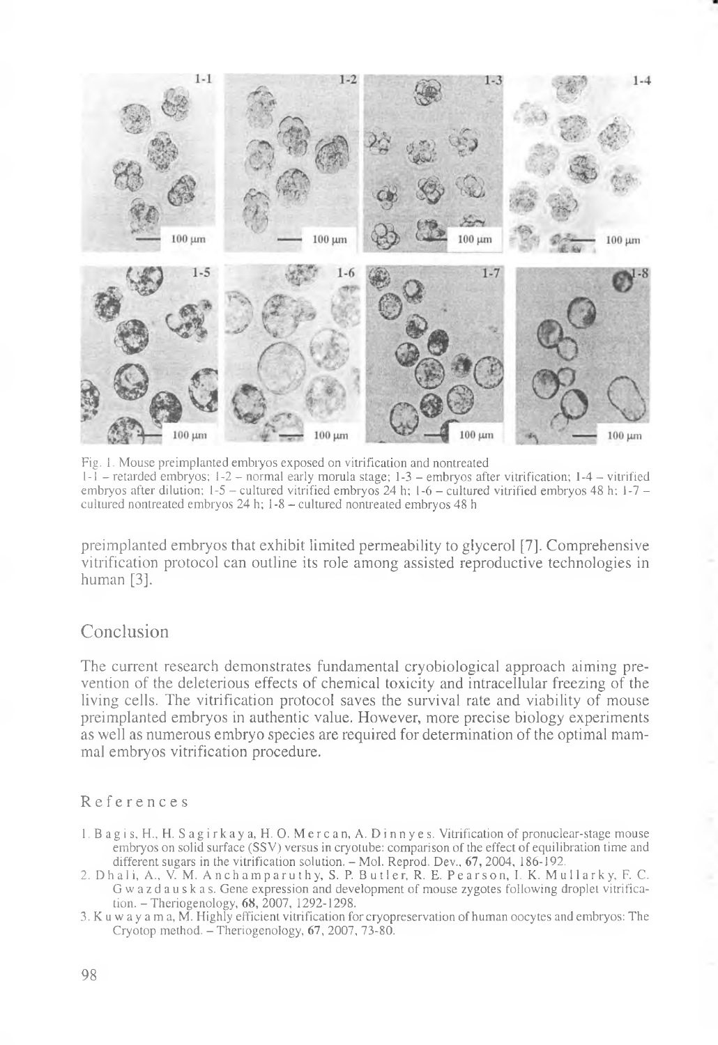Fig. 1. Mouse preimplanted embryos exposed on vitrification and nontreated
1-1 – retarded embryos; 1-2 – normal early morula stage; 1-3 – embryos after vitrification; 1-4 – vitrified embryos after dilution; 1-5 – cultured vitrified embryos 24 h; 1-6 – cultured vitrified embryos 48 h; 1-7 – cultured nontreated embryos 24 h; 1-8 – cultured nontreated embryos 48 h

preimplanted embryos that exhibit limited permeability to glycerol [7]. Comprehensive vitrification protocol can outline its role among assisted reproductive technologies in human [3].

## Conclusion

The current research demonstrates fundamental cryobiological approach aiming prevention of the deleterious effects of chemical toxicity and intracellular freezing of the living cells. The vitrification protocol saves the survival rate and viability of mouse preimplanted embryos in authentic value. However, more precise biology experiments as well as numerous embryo species are required for determination of the optimal mammal embryos vitrification procedure.

## References

1. Bagis, H., H. Sagirkaya, H. O. Mercan, A. Dinnyes. Vitrification of pronuclear-stage mouse embryos on solid surface (SSV) versus in cryotube: comparison of the effect of equilibration time and different sugars in the vitrification solution. – Mol. Reprod. Dev., **67**, 2004, 186-192.
2. Dhali, A., V. M. Anchamparuthy, S. P. Butler, R. E. Pearson, I. K. Mullarky, F. C. Gwazdauskas. Gene expression and development of mouse zygotes following droplet vitrification. – Theriogenology, **68**, 2007, 1292-1298.
3. Kuwayama, M. Highly efficient vitrification for cryopreservation of human oocytes and embryos: The Cryotop method. – Theriogenology, **67**, 2007, 73-80.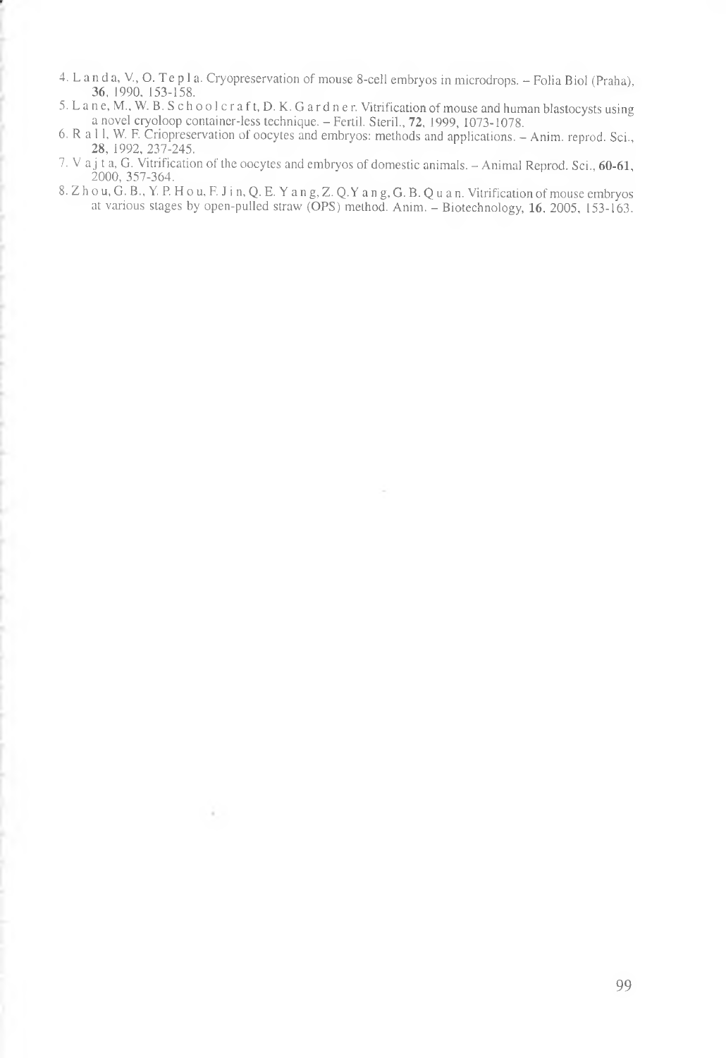4. Landa, V., O. Tepla. Cryopreservation of mouse 8-cell embryos in microdrops. – Folia Biol (Praha), **36**, 1990, 153-158.
5. Lane, M., W. B. Schoolcraft, D. K. Gardner. Vitrification of mouse and human blastocysts using a novel cryoloop container-less technique. – Fertil. Steril., **72**, 1999, 1073-1078.
6. Rall, W. F. Criopreservation of oocytes and embryos: methods and applications. – Anim. reprod. Sci., **28**, 1992, 237-245.
7. Vajta, G. Vitrification of the oocytes and embryos of domestic animals. – Animal Reprod. Sci., **60-61**, 2000, 357-364.
8. Zhou, G. B., Y. P. Hou, F. Jin, Q. E. Yang, Z. Q. Yang, G. B. Quan. Vitrification of mouse embryos at various stages by open-pulled straw (OPS) method. Anim. – Biotechnology, **16**, 2005, 153-163.